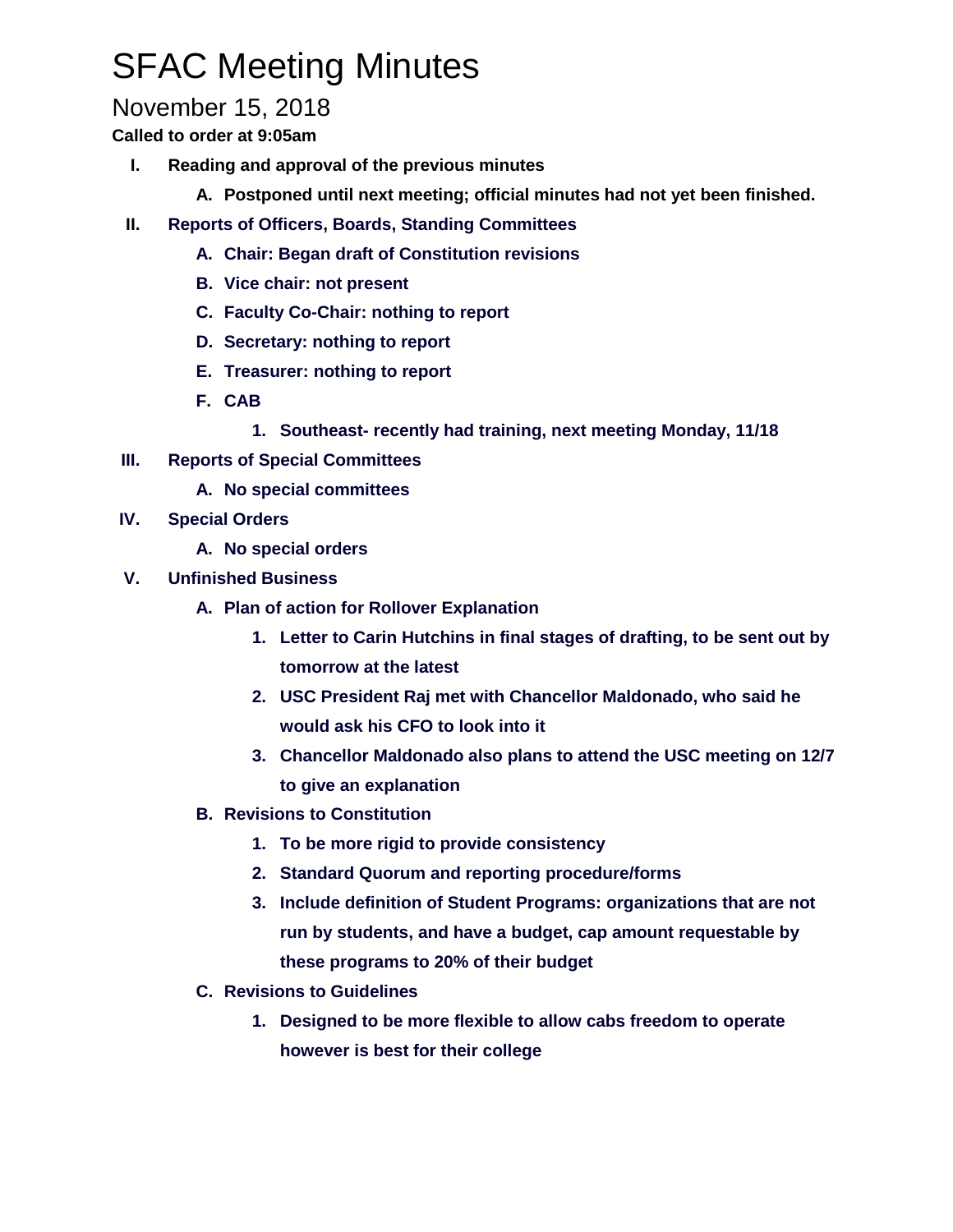# SFAC Meeting Minutes

## November 15, 2018

**Called to order at 9:05am**

I. **Reading and approval of the previous minutes**
   A. **Postponed until next meeting; official minutes had not yet been finished.**

II. **Reports of Officers, Boards, Standing Committees**
   A. **Chair: Began draft of Constitution revisions**
   B. **Vice chair: not present**
   C. **Faculty Co-Chair: nothing to report**
   D. **Secretary: nothing to report**
   E. **Treasurer: nothing to report**
   F. **CAB**
      1. **Southeast- recently had training, next meeting Monday, 11/18**

III. **Reports of Special Committees**
   A. **No special committees**

IV. **Special Orders**
   A. **No special orders**

V. **Unfinished Business**
   A. **Plan of action for Rollover Explanation**
      1. **Letter to Carin Hutchins in final stages of drafting, to be sent out by tomorrow at the latest**
      2. **USC President Raj met with Chancellor Maldonado, who said he would ask his CFO to look into it**
      3. **Chancellor Maldonado also plans to attend the USC meeting on 12/7 to give an explanation**
   B. **Revisions to Constitution**
      1. **To be more rigid to provide consistency**
      2. **Standard Quorum and reporting procedure/forms**
      3. **Include definition of Student Programs: organizations that are not run by students, and have a budget, cap amount requestable by these programs to 20% of their budget**
   C. **Revisions to Guidelines**
      1. **Designed to be more flexible to allow cabs freedom to operate however is best for their college**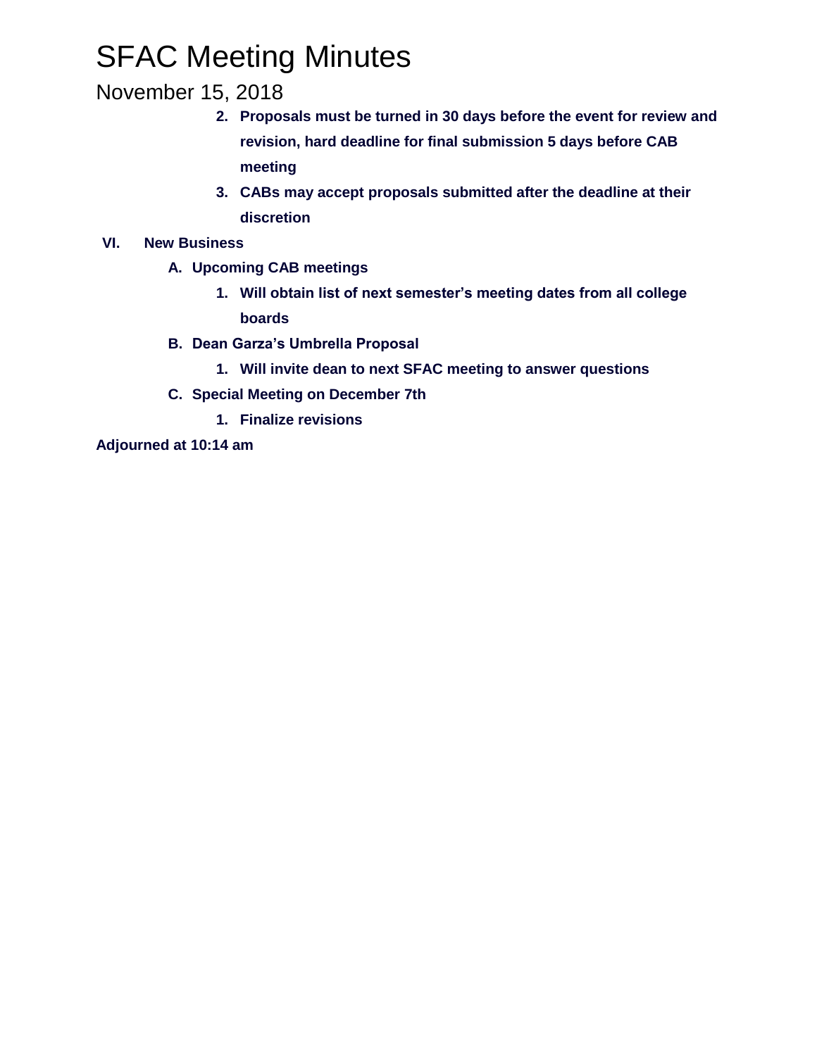# SFAC Meeting Minutes

November 15, 2018

2. **Proposals must be turned in 30 days before the event for review and revision, hard deadline for final submission 5 days before CAB meeting**
3. **CABs may accept proposals submitted after the deadline at their discretion**

**VI. New Business**

- **A. Upcoming CAB meetings**
  1. **Will obtain list of next semester's meeting dates from all college boards**
- **B. Dean Garza's Umbrella Proposal**
  1. **Will invite dean to next SFAC meeting to answer questions**
- **C. Special Meeting on December 7th**
  1. **Finalize revisions**

**Adjourned at 10:14 am**